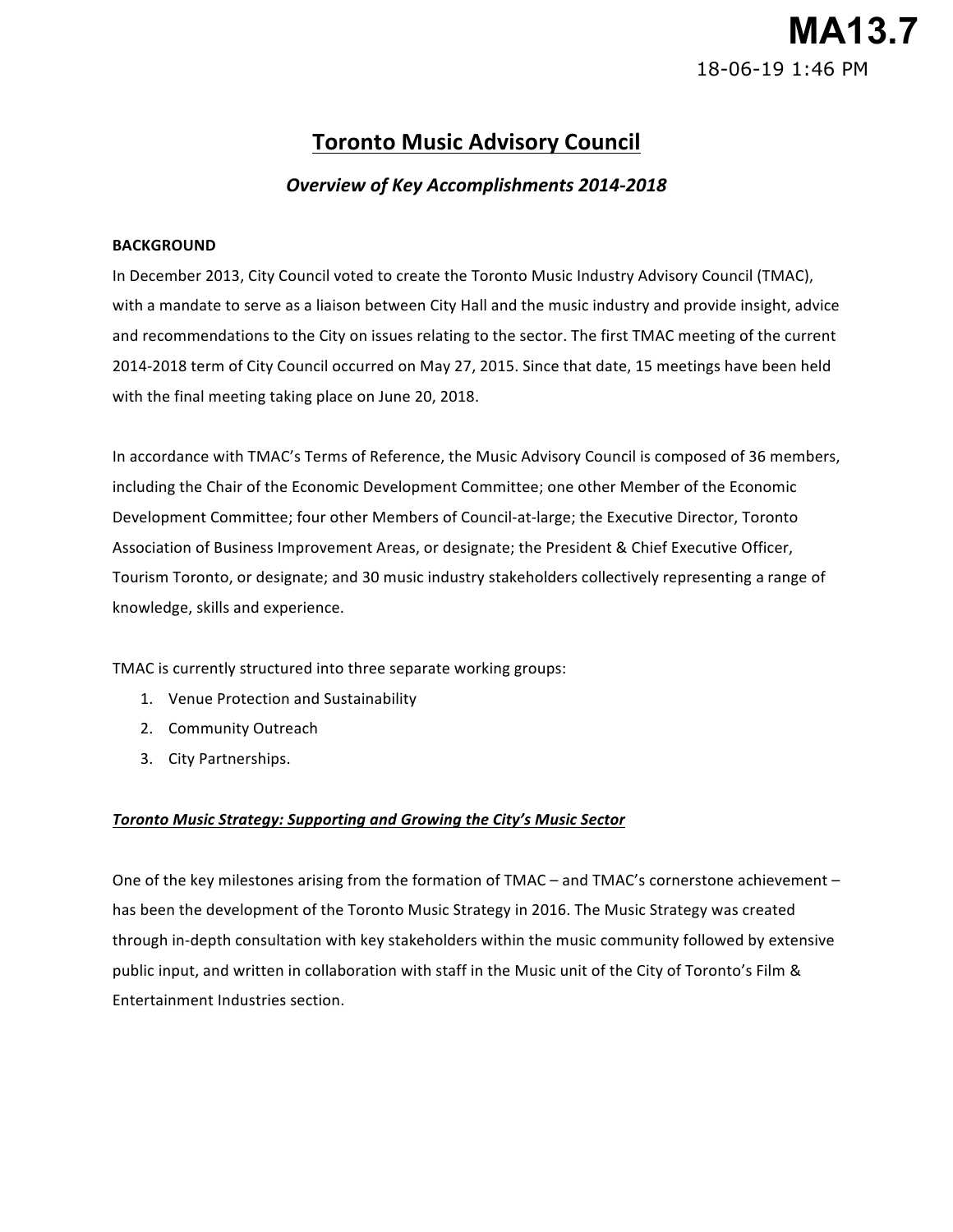# MA13.7

18-06-19 1:46 PM

## Toronto Music Advisory Council

### *Overview of Key Accomplishments 2014-2018*

**BACKGROUND**

In December 2013, City Council voted to create the Toronto Music Industry Advisory Council (TMAC), with a mandate to serve as a liaison between City Hall and the music industry and provide insight, advice and recommendations to the City on issues relating to the sector. The first TMAC meeting of the current 2014-2018 term of City Council occurred on May 27, 2015. Since that date, 15 meetings have been held with the final meeting taking place on June 20, 2018.

In accordance with TMAC's Terms of Reference, the Music Advisory Council is composed of 36 members, including the Chair of the Economic Development Committee; one other Member of the Economic Development Committee; four other Members of Council-at-large; the Executive Director, Toronto Association of Business Improvement Areas, or designate; the President & Chief Executive Officer, Tourism Toronto, or designate; and 30 music industry stakeholders collectively representing a range of knowledge, skills and experience.

TMAC is currently structured into three separate working groups:

1. Venue Protection and Sustainability
2. Community Outreach
3. City Partnerships.

***Toronto Music Strategy: Supporting and Growing the City's Music Sector***

One of the key milestones arising from the formation of TMAC – and TMAC's cornerstone achievement – has been the development of the Toronto Music Strategy in 2016. The Music Strategy was created through in-depth consultation with key stakeholders within the music community followed by extensive public input, and written in collaboration with staff in the Music unit of the City of Toronto's Film & Entertainment Industries section.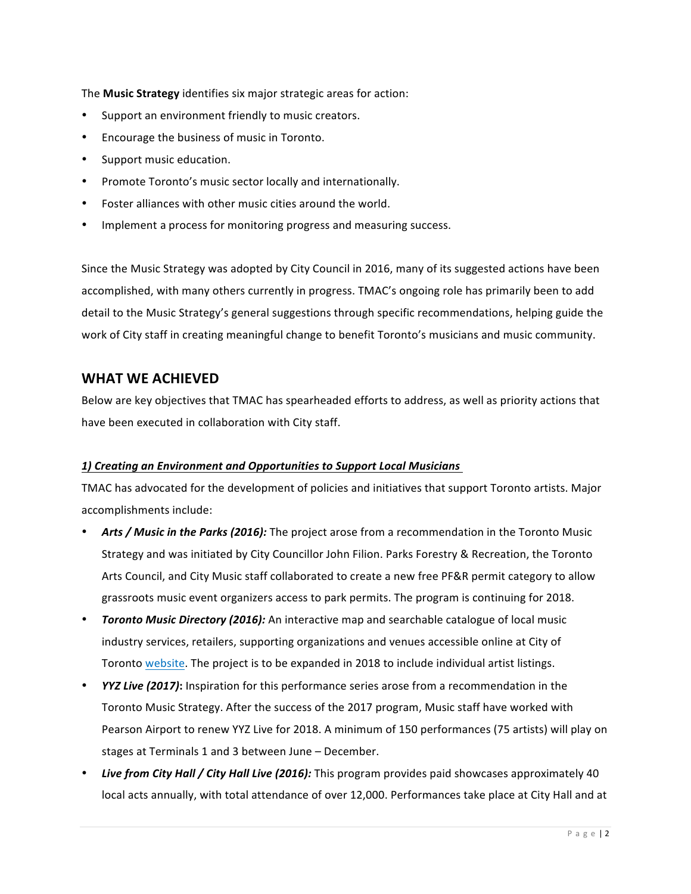The **Music Strategy** identifies six major strategic areas for action:

- Support an environment friendly to music creators.
- Encourage the business of music in Toronto.
- Support music education.
- Promote Toronto's music sector locally and internationally.
- Foster alliances with other music cities around the world.
- Implement a process for monitoring progress and measuring success.

Since the Music Strategy was adopted by City Council in 2016, many of its suggested actions have been accomplished, with many others currently in progress. TMAC's ongoing role has primarily been to add detail to the Music Strategy's general suggestions through specific recommendations, helping guide the work of City staff in creating meaningful change to benefit Toronto's musicians and music community.

## WHAT WE ACHIEVED

Below are key objectives that TMAC has spearheaded efforts to address, as well as priority actions that have been executed in collaboration with City staff.

### ***1) Creating an Environment and Opportunities to Support Local Musicians***

TMAC has advocated for the development of policies and initiatives that support Toronto artists. Major accomplishments include:

- ***Arts / Music in the Parks (2016):*** The project arose from a recommendation in the Toronto Music Strategy and was initiated by City Councillor John Filion. Parks Forestry & Recreation, the Toronto Arts Council, and City Music staff collaborated to create a new free PF&R permit category to allow grassroots music event organizers access to park permits. The program is continuing for 2018.
- ***Toronto Music Directory (2016):*** An interactive map and searchable catalogue of local music industry services, retailers, supporting organizations and venues accessible online at City of Toronto website. The project is to be expanded in 2018 to include individual artist listings.
- ***YYZ Live (2017)*****:** Inspiration for this performance series arose from a recommendation in the Toronto Music Strategy. After the success of the 2017 program, Music staff have worked with Pearson Airport to renew YYZ Live for 2018. A minimum of 150 performances (75 artists) will play on stages at Terminals 1 and 3 between June – December.
- ***Live from City Hall / City Hall Live (2016):*** This program provides paid showcases approximately 40 local acts annually, with total attendance of over 12,000. Performances take place at City Hall and at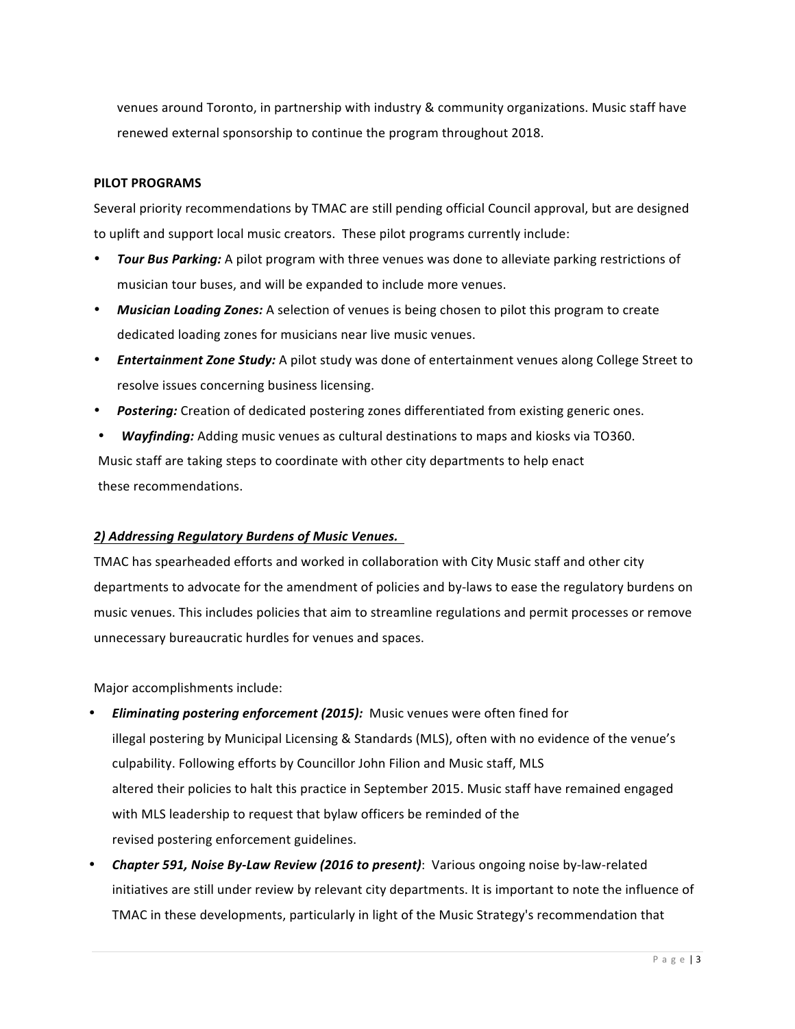venues around Toronto, in partnership with industry & community organizations. Music staff have renewed external sponsorship to continue the program throughout 2018.

**PILOT PROGRAMS**

Several priority recommendations by TMAC are still pending official Council approval, but are designed to uplift and support local music creators. These pilot programs currently include:

- ***Tour Bus Parking:*** A pilot program with three venues was done to alleviate parking restrictions of musician tour buses, and will be expanded to include more venues.
- ***Musician Loading Zones:*** A selection of venues is being chosen to pilot this program to create dedicated loading zones for musicians near live music venues.
- ***Entertainment Zone Study:*** A pilot study was done of entertainment venues along College Street to resolve issues concerning business licensing.
- ***Postering:*** Creation of dedicated postering zones differentiated from existing generic ones.
- ***Wayfinding:*** Adding music venues as cultural destinations to maps and kiosks via TO360.

Music staff are taking steps to coordinate with other city departments to help enact these recommendations.

***2) Addressing Regulatory Burdens of Music Venues.***

TMAC has spearheaded efforts and worked in collaboration with City Music staff and other city departments to advocate for the amendment of policies and by-laws to ease the regulatory burdens on music venues. This includes policies that aim to streamline regulations and permit processes or remove unnecessary bureaucratic hurdles for venues and spaces.

Major accomplishments include:

- ***Eliminating postering enforcement (2015):*** Music venues were often fined for illegal postering by Municipal Licensing & Standards (MLS), often with no evidence of the venue's culpability. Following efforts by Councillor John Filion and Music staff, MLS altered their policies to halt this practice in September 2015. Music staff have remained engaged with MLS leadership to request that bylaw officers be reminded of the revised postering enforcement guidelines.
- ***Chapter 591, Noise By-Law Review (2016 to present)***: Various ongoing noise by-law-related initiatives are still under review by relevant city departments. It is important to note the influence of TMAC in these developments, particularly in light of the Music Strategy's recommendation that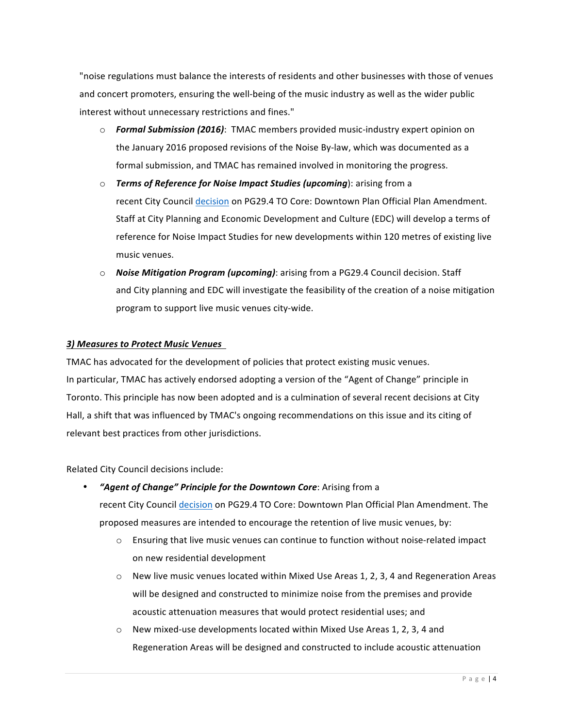"noise regulations must balance the interests of residents and other businesses with those of venues and concert promoters, ensuring the well-being of the music industry as well as the wider public interest without unnecessary restrictions and fines."

- ***Formal Submission (2016)***: TMAC members provided music-industry expert opinion on the January 2016 proposed revisions of the Noise By-law, which was documented as a formal submission, and TMAC has remained involved in monitoring the progress.
- ***Terms of Reference for Noise Impact Studies (upcoming)***: arising from a recent City Council decision on PG29.4 TO Core: Downtown Plan Official Plan Amendment. Staff at City Planning and Economic Development and Culture (EDC) will develop a terms of reference for Noise Impact Studies for new developments within 120 metres of existing live music venues.
- ***Noise Mitigation Program (upcoming)***: arising from a PG29.4 Council decision. Staff and City planning and EDC will investigate the feasibility of the creation of a noise mitigation program to support live music venues city-wide.

***3) Measures to Protect Music Venues***

TMAC has advocated for the development of policies that protect existing music venues. In particular, TMAC has actively endorsed adopting a version of the "Agent of Change" principle in Toronto. This principle has now been adopted and is a culmination of several recent decisions at City Hall, a shift that was influenced by TMAC's ongoing recommendations on this issue and its citing of relevant best practices from other jurisdictions.

Related City Council decisions include:

- ***"Agent of Change" Principle for the Downtown Core***: Arising from a recent City Council decision on PG29.4 TO Core: Downtown Plan Official Plan Amendment. The proposed measures are intended to encourage the retention of live music venues, by:
  - Ensuring that live music venues can continue to function without noise-related impact on new residential development
  - New live music venues located within Mixed Use Areas 1, 2, 3, 4 and Regeneration Areas will be designed and constructed to minimize noise from the premises and provide acoustic attenuation measures that would protect residential uses; and
  - New mixed-use developments located within Mixed Use Areas 1, 2, 3, 4 and Regeneration Areas will be designed and constructed to include acoustic attenuation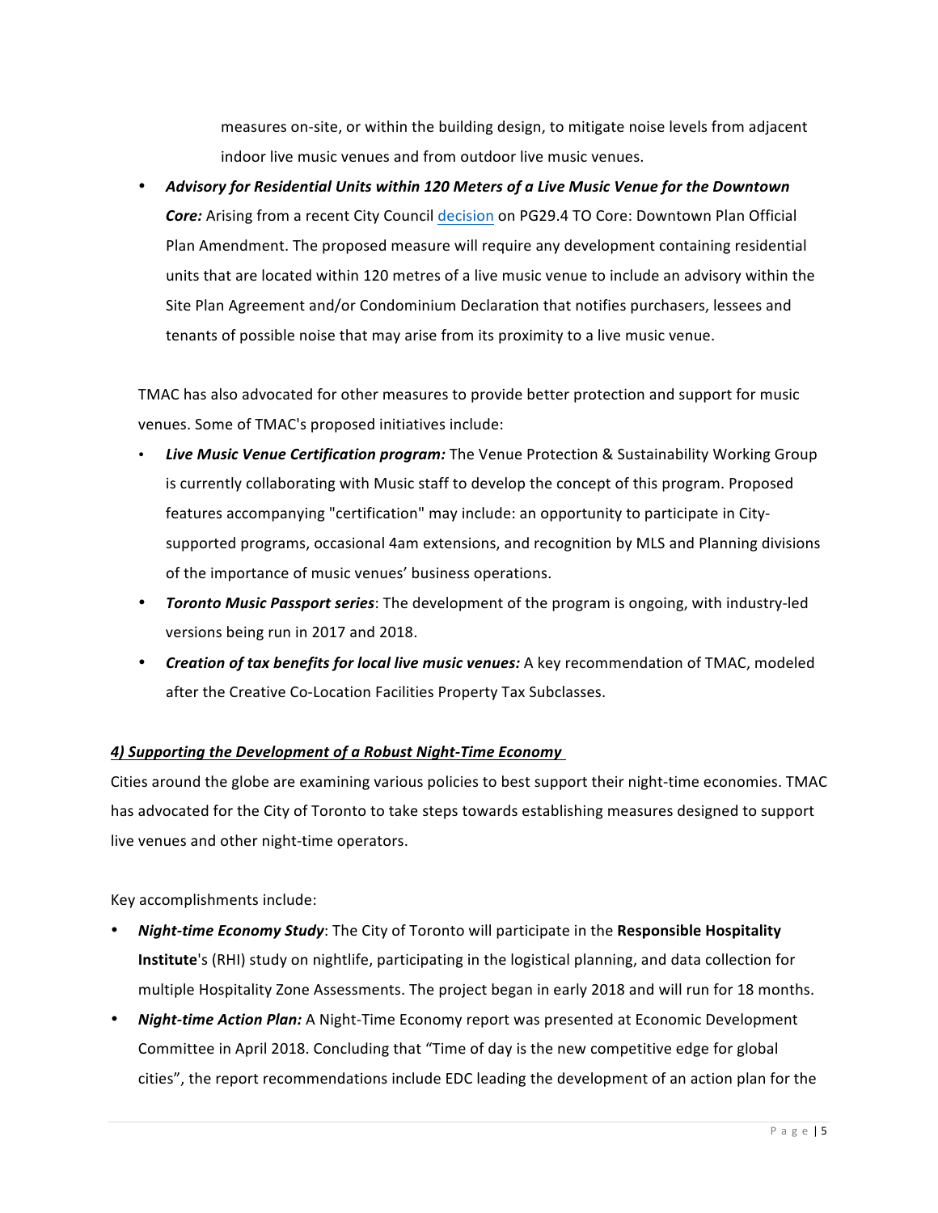measures on-site, or within the building design, to mitigate noise levels from adjacent indoor live music venues and from outdoor live music venues.

- ***Advisory for Residential Units within 120 Meters of a Live Music Venue for the Downtown Core:*** Arising from a recent City Council decision on PG29.4 TO Core: Downtown Plan Official Plan Amendment. The proposed measure will require any development containing residential units that are located within 120 metres of a live music venue to include an advisory within the Site Plan Agreement and/or Condominium Declaration that notifies purchasers, lessees and tenants of possible noise that may arise from its proximity to a live music venue.

TMAC has also advocated for other measures to provide better protection and support for music venues. Some of TMAC's proposed initiatives include:

- ***Live Music Venue Certification program:*** The Venue Protection & Sustainability Working Group is currently collaborating with Music staff to develop the concept of this program. Proposed features accompanying "certification" may include: an opportunity to participate in City-supported programs, occasional 4am extensions, and recognition by MLS and Planning divisions of the importance of music venues' business operations.
- ***Toronto Music Passport series***: The development of the program is ongoing, with industry-led versions being run in 2017 and 2018.
- ***Creation of tax benefits for local live music venues:*** A key recommendation of TMAC, modeled after the Creative Co-Location Facilities Property Tax Subclasses.

### ***4) Supporting the Development of a Robust Night-Time Economy***

Cities around the globe are examining various policies to best support their night-time economies. TMAC has advocated for the City of Toronto to take steps towards establishing measures designed to support live venues and other night-time operators.

Key accomplishments include:

- ***Night-time Economy Study***: The City of Toronto will participate in the **Responsible Hospitality Institute**'s (RHI) study on nightlife, participating in the logistical planning, and data collection for multiple Hospitality Zone Assessments. The project began in early 2018 and will run for 18 months.
- ***Night-time Action Plan:*** A Night-Time Economy report was presented at Economic Development Committee in April 2018. Concluding that "Time of day is the new competitive edge for global cities", the report recommendations include EDC leading the development of an action plan for the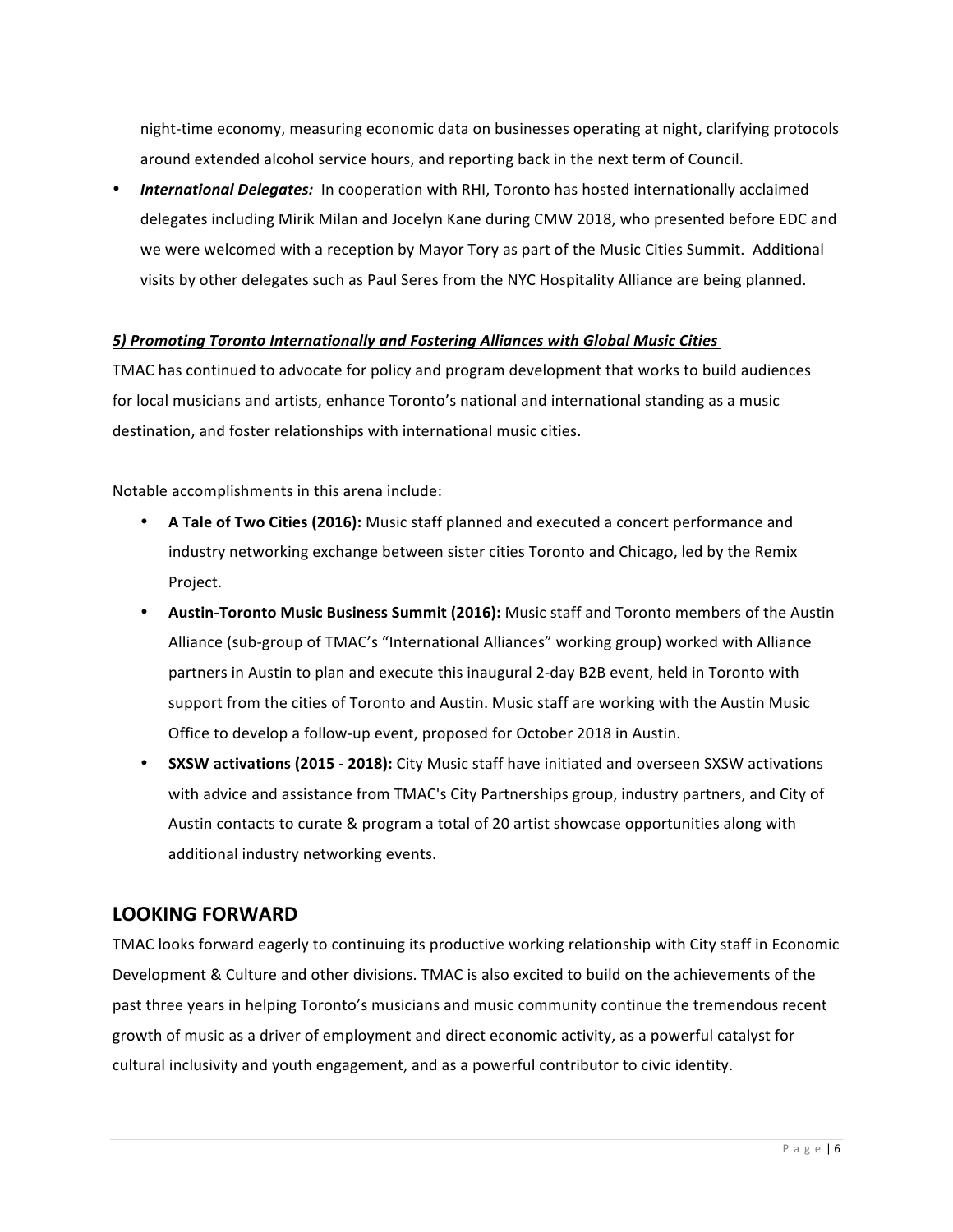night-time economy, measuring economic data on businesses operating at night, clarifying protocols around extended alcohol service hours, and reporting back in the next term of Council.

- ***International Delegates:*** In cooperation with RHI, Toronto has hosted internationally acclaimed delegates including Mirik Milan and Jocelyn Kane during CMW 2018, who presented before EDC and we were welcomed with a reception by Mayor Tory as part of the Music Cities Summit. Additional visits by other delegates such as Paul Seres from the NYC Hospitality Alliance are being planned.

***5) Promoting Toronto Internationally and Fostering Alliances with Global Music Cities***

TMAC has continued to advocate for policy and program development that works to build audiences for local musicians and artists, enhance Toronto's national and international standing as a music destination, and foster relationships with international music cities.

Notable accomplishments in this arena include:

- **A Tale of Two Cities (2016):** Music staff planned and executed a concert performance and industry networking exchange between sister cities Toronto and Chicago, led by the Remix Project.
- **Austin-Toronto Music Business Summit (2016):** Music staff and Toronto members of the Austin Alliance (sub-group of TMAC's "International Alliances" working group) worked with Alliance partners in Austin to plan and execute this inaugural 2-day B2B event, held in Toronto with support from the cities of Toronto and Austin. Music staff are working with the Austin Music Office to develop a follow-up event, proposed for October 2018 in Austin.
- **SXSW activations (2015 - 2018):** City Music staff have initiated and overseen SXSW activations with advice and assistance from TMAC's City Partnerships group, industry partners, and City of Austin contacts to curate & program a total of 20 artist showcase opportunities along with additional industry networking events.

## LOOKING FORWARD

TMAC looks forward eagerly to continuing its productive working relationship with City staff in Economic Development & Culture and other divisions. TMAC is also excited to build on the achievements of the past three years in helping Toronto's musicians and music community continue the tremendous recent growth of music as a driver of employment and direct economic activity, as a powerful catalyst for cultural inclusivity and youth engagement, and as a powerful contributor to civic identity.